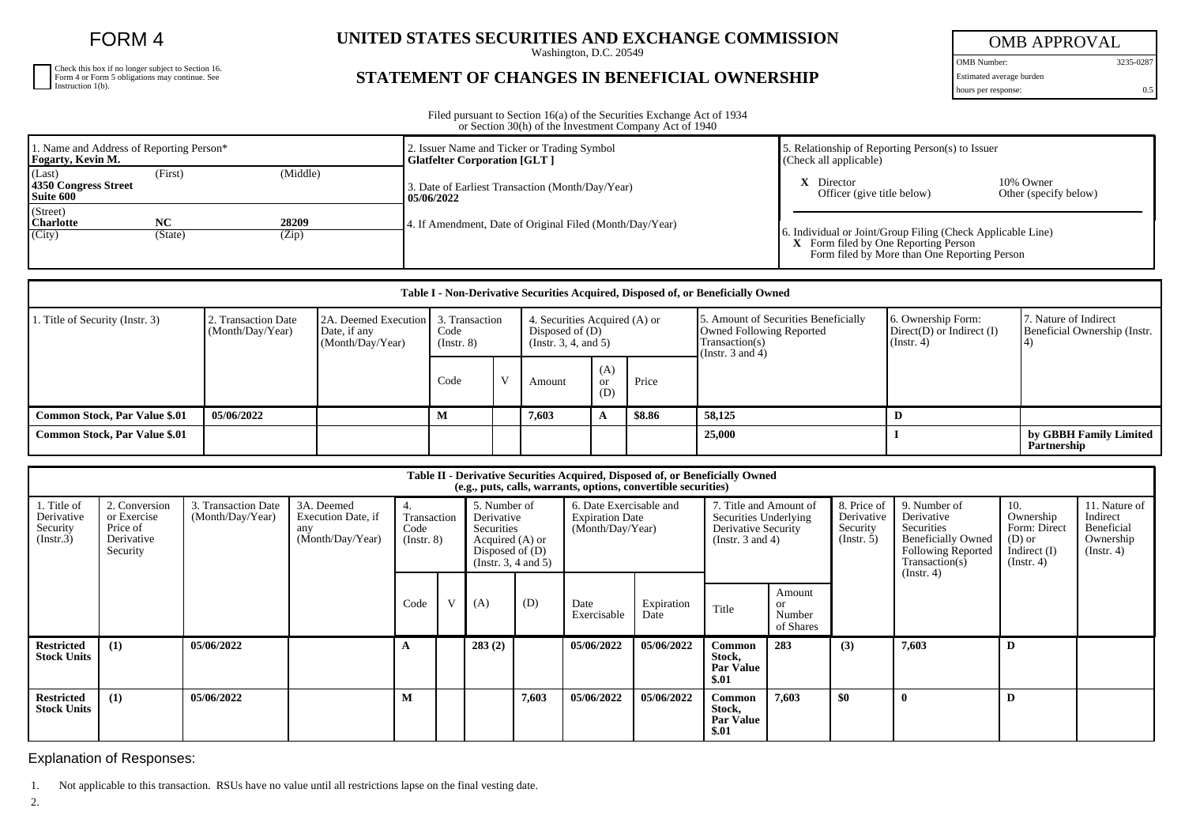FORM 4

☐ Check this box if no longer subject to Section 16. Form 4 or Form 5 obligations may continue. See Instruction 1(b).

# UNITED STATES SECURITIES AND EXCHANGE COMMISSION

Washington, D.C. 20549

## STATEMENT OF CHANGES IN BENEFICIAL OWNERSHIP

| OMB APPROVAL | |
|---|---|
| OMB Number: | 3235-0287 |
| Estimated average burden | |
| hours per response: | 0.5 |

Filed pursuant to Section 16(a) of the Securities Exchange Act of 1934 or Section 30(h) of the Investment Company Act of 1940

| | | |
|---|---|---|
| 1. Name and Address of Reporting Person* **Fogarty, Kevin M.** (Last) (First) (Middle) **4350 Congress Street Suite 600** (Street) **Charlotte NC 28209** (City) (State) (Zip) | 2. Issuer Name and Ticker or Trading Symbol **Glatfelter Corporation [GLT ]** 3. Date of Earliest Transaction (Month/Day/Year) **05/06/2022** 4. If Amendment, Date of Original Filed (Month/Day/Year) | 5. Relationship of Reporting Person(s) to Issuer (Check all applicable) **X** Director; 10% Owner; Officer (give title below); Other (specify below) 6. Individual or Joint/Group Filing (Check Applicable Line) **X** Form filed by One Reporting Person; Form filed by More than One Reporting Person |

**Table I - Non-Derivative Securities Acquired, Disposed of, or Beneficially Owned**

| 1. Title of Security (Instr. 3) | 2. Transaction Date (Month/Day/Year) | 2A. Deemed Execution Date, if any (Month/Day/Year) | 3. Transaction Code (Instr. 8) | | 4. Securities Acquired (A) or Disposed of (D) (Instr. 3, 4, and 5) | | | 5. Amount of Securities Beneficially Owned Following Reported Transaction(s) (Instr. 3 and 4) | 6. Ownership Form: Direct(D) or Indirect (I) (Instr. 4) | 7. Nature of Indirect Beneficial Ownership (Instr. 4) |
|---|---|---|---|---|---|---|---|---|---|---|
| | | | Code | V | Amount | (A) or (D) | Price | | | |
| **Common Stock, Par Value \$.01** | **05/06/2022** | | **M** | | **7,603** | **A** | **\$8.86** | **58,125** | **D** | |
| **Common Stock, Par Value \$.01** | | | | | | | | **25,000** | **I** | **by GBBH Family Limited Partnership** |

**Table II - Derivative Securities Acquired, Disposed of, or Beneficially Owned (e.g., puts, calls, warrants, options, convertible securities)**

| 1. Title of Derivative Security (Instr.3) | 2. Conversion or Exercise Price of Derivative Security | 3. Transaction Date (Month/Day/Year) | 3A. Deemed Execution Date, if any (Month/Day/Year) | 4. Transaction Code (Instr. 8) | | 5. Number of Derivative Securities Acquired (A) or Disposed of (D) (Instr. 3, 4 and 5) | | 6. Date Exercisable and Expiration Date (Month/Day/Year) | | 7. Title and Amount of Securities Underlying Derivative Security (Instr. 3 and 4) | | 8. Price of Derivative Security (Instr. 5) | 9. Number of Derivative Securities Beneficially Owned Following Reported Transaction(s) (Instr. 4) | 10. Ownership Form: Direct (D) or Indirect (I) (Instr. 4) | 11. Nature of Indirect Beneficial Ownership (Instr. 4) |
|---|---|---|---|---|---|---|---|---|---|---|---|---|---|---|---|
| | | | | Code | V | (A) | (D) | Date Exercisable | Expiration Date | Title | Amount or Number of Shares | | | | |
| **Restricted Stock Units** | **(1)** | **05/06/2022** | | **A** | | **283 (2)** | | **05/06/2022** | **05/06/2022** | **Common Stock, Par Value \$.01** | **283** | **(3)** | **7,603** | **D** | |
| **Restricted Stock Units** | **(1)** | **05/06/2022** | | **M** | | | **7,603** | **05/06/2022** | **05/06/2022** | **Common Stock, Par Value \$.01** | **7,603** | **\$0** | **0** | **D** | |

Explanation of Responses:

1. Not applicable to this transaction. RSUs have no value until all restrictions lapse on the final vesting date.
2.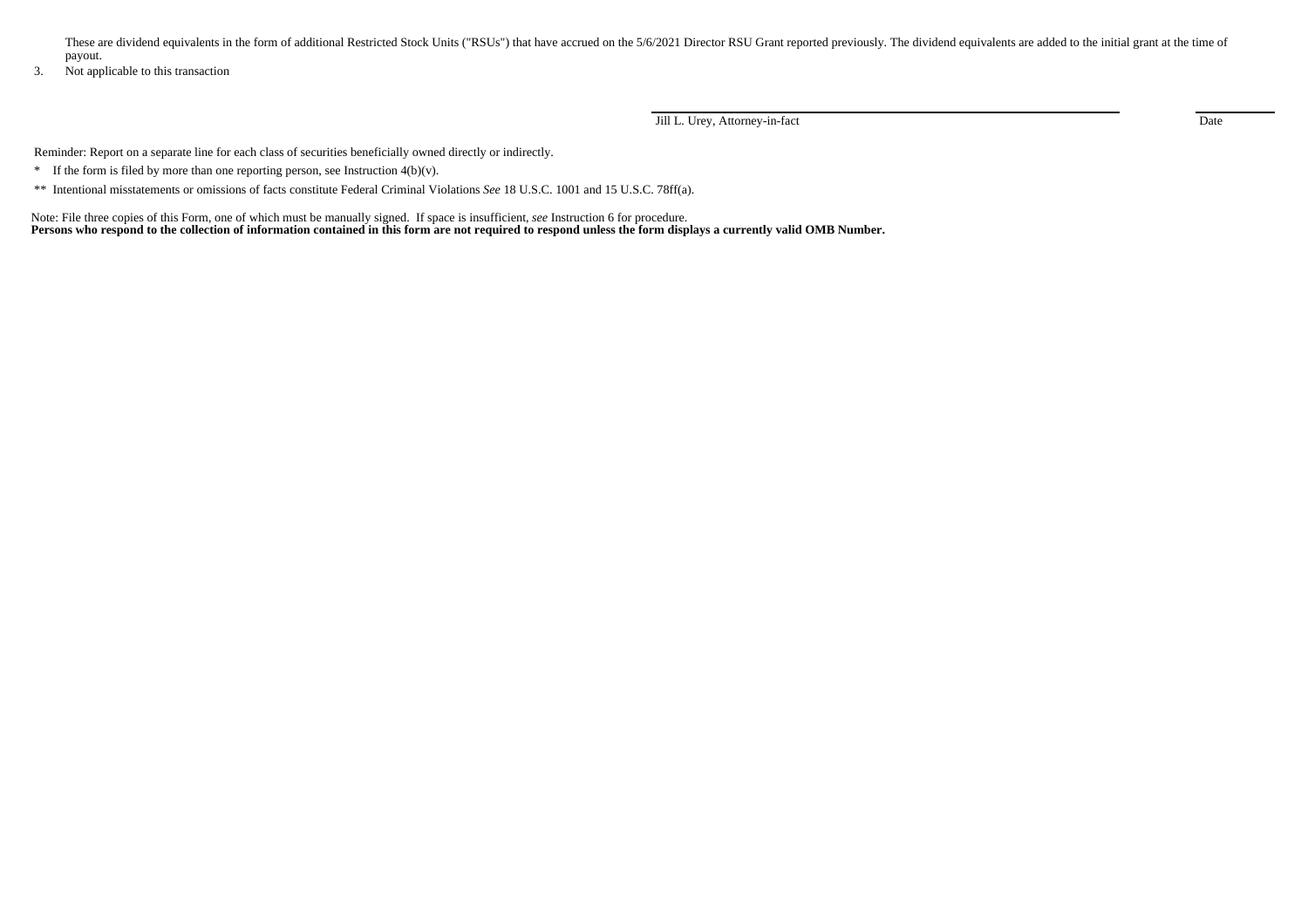These are dividend equivalents in the form of additional Restricted Stock Units ("RSUs") that have accrued on the 5/6/2021 Director RSU Grant reported previously. The dividend equivalents are added to the initial grant at the time of payout.

3. Not applicable to this transaction

| | |
|---|---|
| Jill L. Urey, Attorney-in-fact | Date |

Reminder: Report on a separate line for each class of securities beneficially owned directly or indirectly.

\* If the form is filed by more than one reporting person, see Instruction 4(b)(v).

\*\* Intentional misstatements or omissions of facts constitute Federal Criminal Violations *See* 18 U.S.C. 1001 and 15 U.S.C. 78ff(a).

Note: File three copies of this Form, one of which must be manually signed. If space is insufficient, *see* Instruction 6 for procedure.

**Persons who respond to the collection of information contained in this form are not required to respond unless the form displays a currently valid OMB Number.**